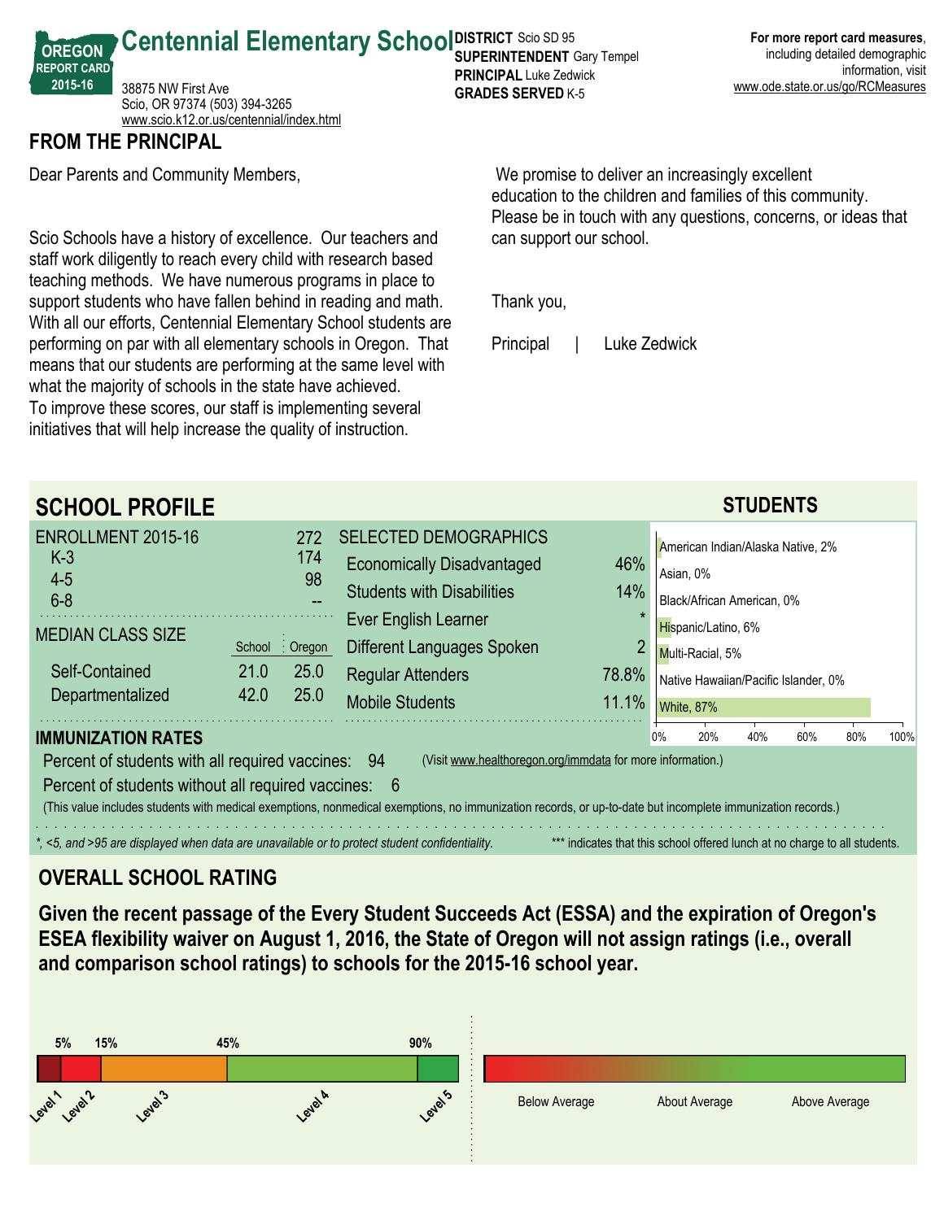# Centennial Elementary School

OREGON REPORT CARD 2015-16

38875 NW First Ave
Scio, OR 97374 (503) 394-3265
www.scio.k12.or.us/centennial/index.html

**DISTRICT** Scio SD 95
**SUPERINTENDENT** Gary Tempel
**PRINCIPAL** Luke Zedwick
**GRADES SERVED** K-5

**For more report card measures**, including detailed demographic information, visit www.ode.state.or.us/go/RCMeasures

## FROM THE PRINCIPAL

Dear Parents and Community Members,

Scio Schools have a history of excellence. Our teachers and staff work diligently to reach every child with research based teaching methods. We have numerous programs in place to support students who have fallen behind in reading and math. With all our efforts, Centennial Elementary School students are performing on par with all elementary schools in Oregon. That means that our students are performing at the same level with what the majority of schools in the state have achieved.
To improve these scores, our staff is implementing several initiatives that will help increase the quality of instruction.

We promise to deliver an increasingly excellent education to the children and families of this community. Please be in touch with any questions, concerns, or ideas that can support our school.

Thank you,

Principal | Luke Zedwick

## SCHOOL PROFILE

| ENROLLMENT 2015-16 | 272 |
|---|---|
| K-3 | 174 |
| 4-5 | 98 |
| 6-8 | -- |

| MEDIAN CLASS SIZE | School | Oregon |
|---|---|---|
| Self-Contained | 21.0 | 25.0 |
| Departmentalized | 42.0 | 25.0 |

| SELECTED DEMOGRAPHICS | |
|---|---|
| Economically Disadvantaged | 46% |
| Students with Disabilities | 14% |
| Ever English Learner | * |
| Different Languages Spoken | 2 |
| Regular Attenders | 78.8% |
| Mobile Students | 11.1% |

### STUDENTS

- American Indian/Alaska Native, 2%
- Asian, 0%
- Black/African American, 0%
- Hispanic/Latino, 6%
- Multi-Racial, 5%
- Native Hawaiian/Pacific Islander, 0%
- White, 87%

### IMMUNIZATION RATES

Percent of students with all required vaccines: 94 (Visit www.healthoregon.org/immdata for more information.)

Percent of students without all required vaccines: 6

(This value includes students with medical exemptions, nonmedical exemptions, no immunization records, or up-to-date but incomplete immunization records.)

*\*, <5, and >95 are displayed when data are unavailable or to protect student confidentiality.*

\*\*\* indicates that this school offered lunch at no charge to all students.

## OVERALL SCHOOL RATING

**Given the recent passage of the Every Student Succeeds Act (ESSA) and the expiration of Oregon's ESEA flexibility waiver on August 1, 2016, the State of Oregon will not assign ratings (i.e., overall and comparison school ratings) to schools for the 2015-16 school year.**

5% 15% 45% 90%

Level 1 Level 2 Level 3 Level 4 Level 5

Below Average About Average Above Average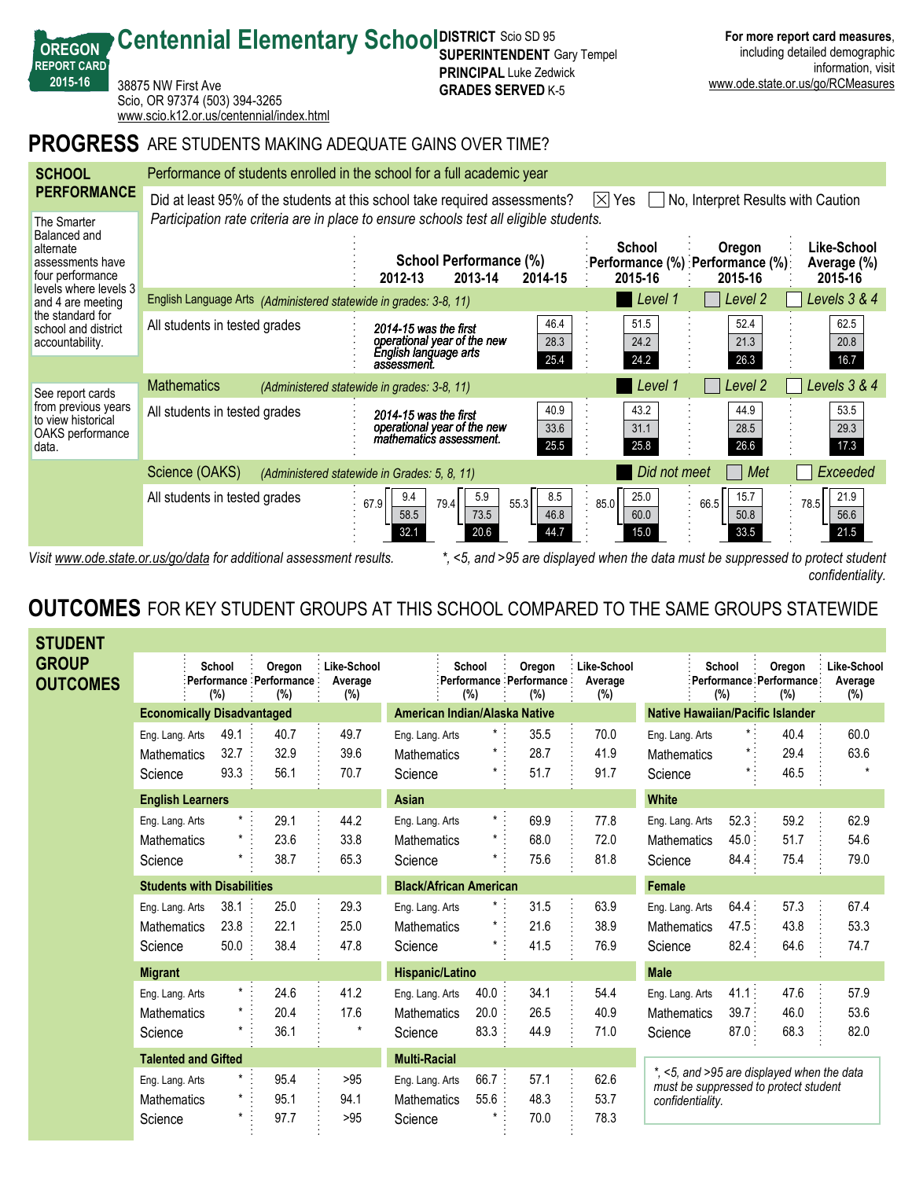# Centennial Elementary School

**OREGON REPORT CARD 2015-16**

38875 NW First Ave
Scio, OR 97374 (503) 394-3265
www.scio.k12.or.us/centennial/index.html

**DISTRICT** Scio SD 95
**SUPERINTENDENT** Gary Tempel
**PRINCIPAL** Luke Zedwick
**GRADES SERVED** K-5

**For more report card measures**, including detailed demographic information, visit www.ode.state.or.us/go/RCMeasures

## PROGRESS ARE STUDENTS MAKING ADEQUATE GAINS OVER TIME?

### SCHOOL PERFORMANCE

Performance of students enrolled in the school for a full academic year

Did at least 95% of the students at this school take required assessments? ☒ Yes ☐ No, Interpret Results with Caution

*Participation rate criteria are in place to ensure schools test all eligible students.*

The Smarter Balanced and alternate assessments have four performance levels where levels 3 and 4 are meeting the standard for school and district accountability.

See report cards from previous years to view historical OAKS performance data.

**English Language Arts** *(Administered statewide in grades: 3-8, 11)* — Level 1 / Level 2 / Levels 3 & 4

| | School Performance (%) 2012-13 | 2013-14 | 2014-15 | School Performance (%) 2015-16 | Oregon Performance (%) 2015-16 | Like-School Average (%) 2015-16 |
|---|---|---|---|---|---|---|
| All students in tested grades — Levels 3 & 4 | *2014-15 was the first operational year of the new English language arts assessment.* | | 46.4 | 51.5 | 52.4 | 62.5 |
| Level 2 | | | 28.3 | 24.2 | 21.3 | 20.8 |
| Level 1 | | | 25.4 | 24.2 | 26.3 | 16.7 |

**Mathematics** *(Administered statewide in grades: 3-8, 11)* — Level 1 / Level 2 / Levels 3 & 4

| | School Performance (%) 2012-13 | 2013-14 | 2014-15 | School Performance (%) 2015-16 | Oregon Performance (%) 2015-16 | Like-School Average (%) 2015-16 |
|---|---|---|---|---|---|---|
| All students in tested grades — Levels 3 & 4 | *2014-15 was the first operational year of the new mathematics assessment.* | | 40.9 | 43.2 | 44.9 | 53.5 |
| Level 2 | | | 33.6 | 31.1 | 28.5 | 29.3 |
| Level 1 | | | 25.5 | 25.8 | 26.6 | 17.3 |

**Science (OAKS)** *(Administered statewide in Grades: 5, 8, 11)* — Did not meet / Met / Exceeded

| | School Performance (%) 2012-13 | 2013-14 | 2014-15 | School Performance (%) 2015-16 | Oregon Performance (%) 2015-16 | Like-School Average (%) 2015-16 |
|---|---|---|---|---|---|---|
| All students in tested grades (Met + Exceeded) | 67.9 | 79.4 | 55.3 | 85.0 | 66.5 | 78.5 |
| Exceeded | 9.4 | 5.9 | 8.5 | 25.0 | 15.7 | 21.9 |
| Met | 58.5 | 73.5 | 46.8 | 60.0 | 50.8 | 56.6 |
| Did not meet | 32.1 | 20.6 | 44.7 | 15.0 | 33.5 | 21.5 |

*Visit www.ode.state.or.us/go/data for additional assessment results.*

*\*, <5, and >95 are displayed when the data must be suppressed to protect student confidentiality.*

## OUTCOMES FOR KEY STUDENT GROUPS AT THIS SCHOOL COMPARED TO THE SAME GROUPS STATEWIDE

### STUDENT GROUP OUTCOMES

| Student Group | Subject | School Performance (%) | Oregon Performance (%) | Like-School Average (%) |
|---|---|---|---|---|
| **Economically Disadvantaged** | Eng. Lang. Arts | 49.1 | 40.7 | 49.7 |
| | Mathematics | 32.7 | 32.9 | 39.6 |
| | Science | 93.3 | 56.1 | 70.7 |
| **English Learners** | Eng. Lang. Arts | * | 29.1 | 44.2 |
| | Mathematics | * | 23.6 | 33.8 |
| | Science | * | 38.7 | 65.3 |
| **Students with Disabilities** | Eng. Lang. Arts | 38.1 | 25.0 | 29.3 |
| | Mathematics | 23.8 | 22.1 | 25.0 |
| | Science | 50.0 | 38.4 | 47.8 |
| **Migrant** | Eng. Lang. Arts | * | 24.6 | 41.2 |
| | Mathematics | * | 20.4 | 17.6 |
| | Science | * | 36.1 | * |
| **Talented and Gifted** | Eng. Lang. Arts | * | 95.4 | >95 |
| | Mathematics | * | 95.1 | 94.1 |
| | Science | * | 97.7 | >95 |
| **American Indian/Alaska Native** | Eng. Lang. Arts | * | 35.5 | 70.0 |
| | Mathematics | * | 28.7 | 41.9 |
| | Science | * | 51.7 | 91.7 |
| **Asian** | Eng. Lang. Arts | * | 69.9 | 77.8 |
| | Mathematics | * | 68.0 | 72.0 |
| | Science | * | 75.6 | 81.8 |
| **Black/African American** | Eng. Lang. Arts | * | 31.5 | 63.9 |
| | Mathematics | * | 21.6 | 38.9 |
| | Science | * | 41.5 | 76.9 |
| **Hispanic/Latino** | Eng. Lang. Arts | 40.0 | 34.1 | 54.4 |
| | Mathematics | 20.0 | 26.5 | 40.9 |
| | Science | 83.3 | 44.9 | 71.0 |
| **Multi-Racial** | Eng. Lang. Arts | 66.7 | 57.1 | 62.6 |
| | Mathematics | 55.6 | 48.3 | 53.7 |
| | Science | * | 70.0 | 78.3 |
| **Native Hawaiian/Pacific Islander** | Eng. Lang. Arts | * | 40.4 | 60.0 |
| | Mathematics | * | 29.4 | 63.6 |
| | Science | * | 46.5 | * |
| **White** | Eng. Lang. Arts | 52.3 | 59.2 | 62.9 |
| | Mathematics | 45.0 | 51.7 | 54.6 |
| | Science | 84.4 | 75.4 | 79.0 |
| **Female** | Eng. Lang. Arts | 64.4 | 57.3 | 67.4 |
| | Mathematics | 47.5 | 43.8 | 53.3 |
| | Science | 82.4 | 64.6 | 74.7 |
| **Male** | Eng. Lang. Arts | 41.1 | 47.6 | 57.9 |
| | Mathematics | 39.7 | 46.0 | 53.6 |
| | Science | 87.0 | 68.3 | 82.0 |

*\*, <5, and >95 are displayed when the data must be suppressed to protect student confidentiality.*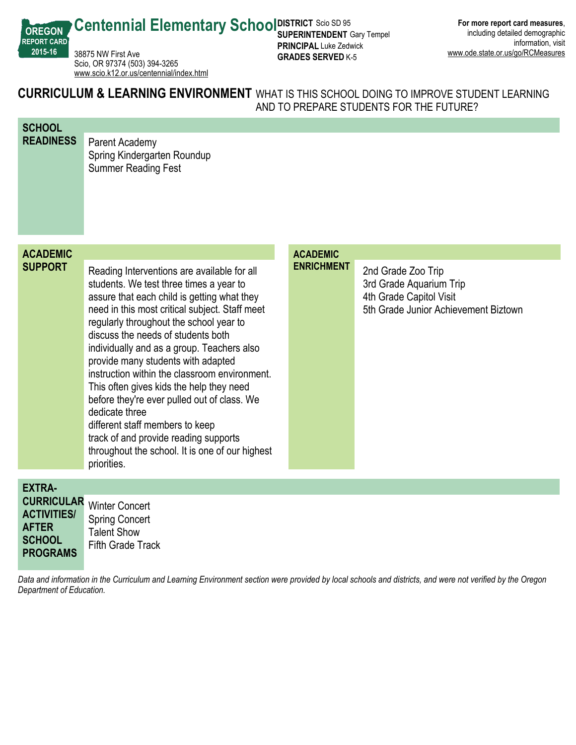# Centennial Elementary School

**OREGON REPORT CARD 2015-16**

38875 NW First Ave
Scio, OR 97374 (503) 394-3265
www.scio.k12.or.us/centennial/index.html

**DISTRICT** Scio SD 95
**SUPERINTENDENT** Gary Tempel
**PRINCIPAL** Luke Zedwick
**GRADES SERVED** K-5

**For more report card measures**, including detailed demographic information, visit www.ode.state.or.us/go/RCMeasures

## CURRICULUM & LEARNING ENVIRONMENT

WHAT IS THIS SCHOOL DOING TO IMPROVE STUDENT LEARNING AND TO PREPARE STUDENTS FOR THE FUTURE?

### SCHOOL READINESS

Parent Academy
Spring Kindergarten Roundup
Summer Reading Fest

### ACADEMIC SUPPORT

Reading Interventions are available for all students. We test three times a year to assure that each child is getting what they need in this most critical subject. Staff meet regularly throughout the school year to discuss the needs of students both individually and as a group. Teachers also provide many students with adapted instruction within the classroom environment. This often gives kids the help they need before they're ever pulled out of class. We dedicate three different staff members to keep track of and provide reading supports throughout the school. It is one of our highest priorities.

### ACADEMIC ENRICHMENT

2nd Grade Zoo Trip
3rd Grade Aquarium Trip
4th Grade Capitol Visit
5th Grade Junior Achievement Biztown

### EXTRA-CURRICULAR ACTIVITIES/ AFTER SCHOOL PROGRAMS

Winter Concert
Spring Concert
Talent Show
Fifth Grade Track

*Data and information in the Curriculum and Learning Environment section were provided by local schools and districts, and were not verified by the Oregon Department of Education.*